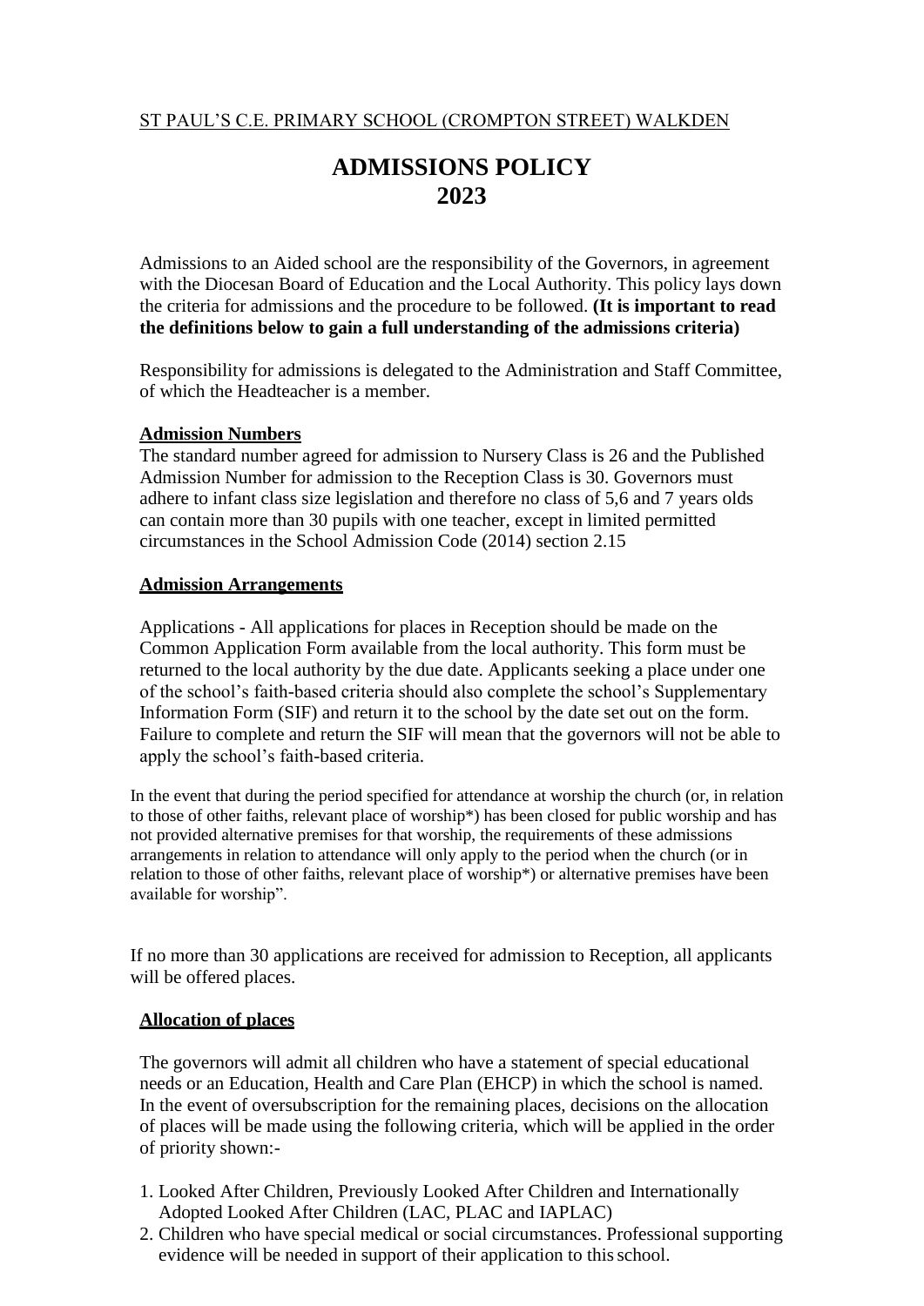ST PAUL'S C.E. PRIMARY SCHOOL (CROMPTON STREET) WALKDEN

# ADMISSIONS POLICY
# 2023

Admissions to an Aided school are the responsibility of the Governors, in agreement with the Diocesan Board of Education and the Local Authority. This policy lays down the criteria for admissions and the procedure to be followed. **(It is important to read the definitions below to gain a full understanding of the admissions criteria)**

Responsibility for admissions is delegated to the Administration and Staff Committee, of which the Headteacher is a member.

## Admission Numbers

The standard number agreed for admission to Nursery Class is 26 and the Published Admission Number for admission to the Reception Class is 30. Governors must adhere to infant class size legislation and therefore no class of 5,6 and 7 years olds can contain more than 30 pupils with one teacher, except in limited permitted circumstances in the School Admission Code (2014) section 2.15

## Admission Arrangements

Applications - All applications for places in Reception should be made on the Common Application Form available from the local authority. This form must be returned to the local authority by the due date. Applicants seeking a place under one of the school's faith-based criteria should also complete the school's Supplementary Information Form (SIF) and return it to the school by the date set out on the form. Failure to complete and return the SIF will mean that the governors will not be able to apply the school's faith-based criteria.

In the event that during the period specified for attendance at worship the church (or, in relation to those of other faiths, relevant place of worship*) has been closed for public worship and has not provided alternative premises for that worship, the requirements of these admissions arrangements in relation to attendance will only apply to the period when the church (or in relation to those of other faiths, relevant place of worship*) or alternative premises have been available for worship".

If no more than 30 applications are received for admission to Reception, all applicants will be offered places.

## Allocation of places

The governors will admit all children who have a statement of special educational needs or an Education, Health and Care Plan (EHCP) in which the school is named. In the event of oversubscription for the remaining places, decisions on the allocation of places will be made using the following criteria, which will be applied in the order of priority shown:-

1. Looked After Children, Previously Looked After Children and Internationally Adopted Looked After Children (LAC, PLAC and IAPLAC)
2. Children who have special medical or social circumstances. Professional supporting evidence will be needed in support of their application to this school.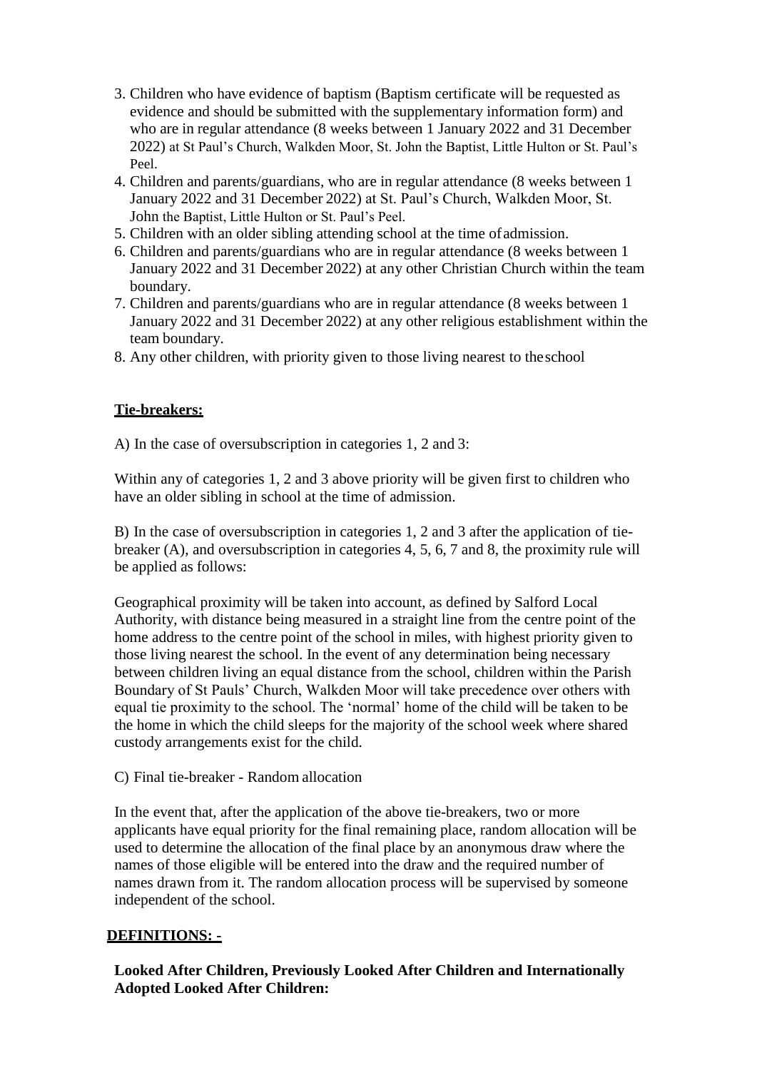3. Children who have evidence of baptism (Baptism certificate will be requested as evidence and should be submitted with the supplementary information form) and who are in regular attendance (8 weeks between 1 January 2022 and 31 December 2022) at St Paul's Church, Walkden Moor, St. John the Baptist, Little Hulton or St. Paul's Peel.
4. Children and parents/guardians, who are in regular attendance (8 weeks between 1 January 2022 and 31 December 2022) at St. Paul's Church, Walkden Moor, St. John the Baptist, Little Hulton or St. Paul's Peel.
5. Children with an older sibling attending school at the time of admission.
6. Children and parents/guardians who are in regular attendance (8 weeks between 1 January 2022 and 31 December 2022) at any other Christian Church within the team boundary.
7. Children and parents/guardians who are in regular attendance (8 weeks between 1 January 2022 and 31 December 2022) at any other religious establishment within the team boundary.
8. Any other children, with priority given to those living nearest to the school

**<u>Tie-breakers:</u>**

A) In the case of oversubscription in categories 1, 2 and 3:

Within any of categories 1, 2 and 3 above priority will be given first to children who have an older sibling in school at the time of admission.

B) In the case of oversubscription in categories 1, 2 and 3 after the application of tie-breaker (A), and oversubscription in categories 4, 5, 6, 7 and 8, the proximity rule will be applied as follows:

Geographical proximity will be taken into account, as defined by Salford Local Authority, with distance being measured in a straight line from the centre point of the home address to the centre point of the school in miles, with highest priority given to those living nearest the school. In the event of any determination being necessary between children living an equal distance from the school, children within the Parish Boundary of St Pauls' Church, Walkden Moor will take precedence over others with equal tie proximity to the school. The 'normal' home of the child will be taken to be the home in which the child sleeps for the majority of the school week where shared custody arrangements exist for the child.

C) Final tie-breaker - Random allocation

In the event that, after the application of the above tie-breakers, two or more applicants have equal priority for the final remaining place, random allocation will be used to determine the allocation of the final place by an anonymous draw where the names of those eligible will be entered into the draw and the required number of names drawn from it. The random allocation process will be supervised by someone independent of the school.

**<u>DEFINITIONS: -</u>**

**Looked After Children, Previously Looked After Children and Internationally Adopted Looked After Children:**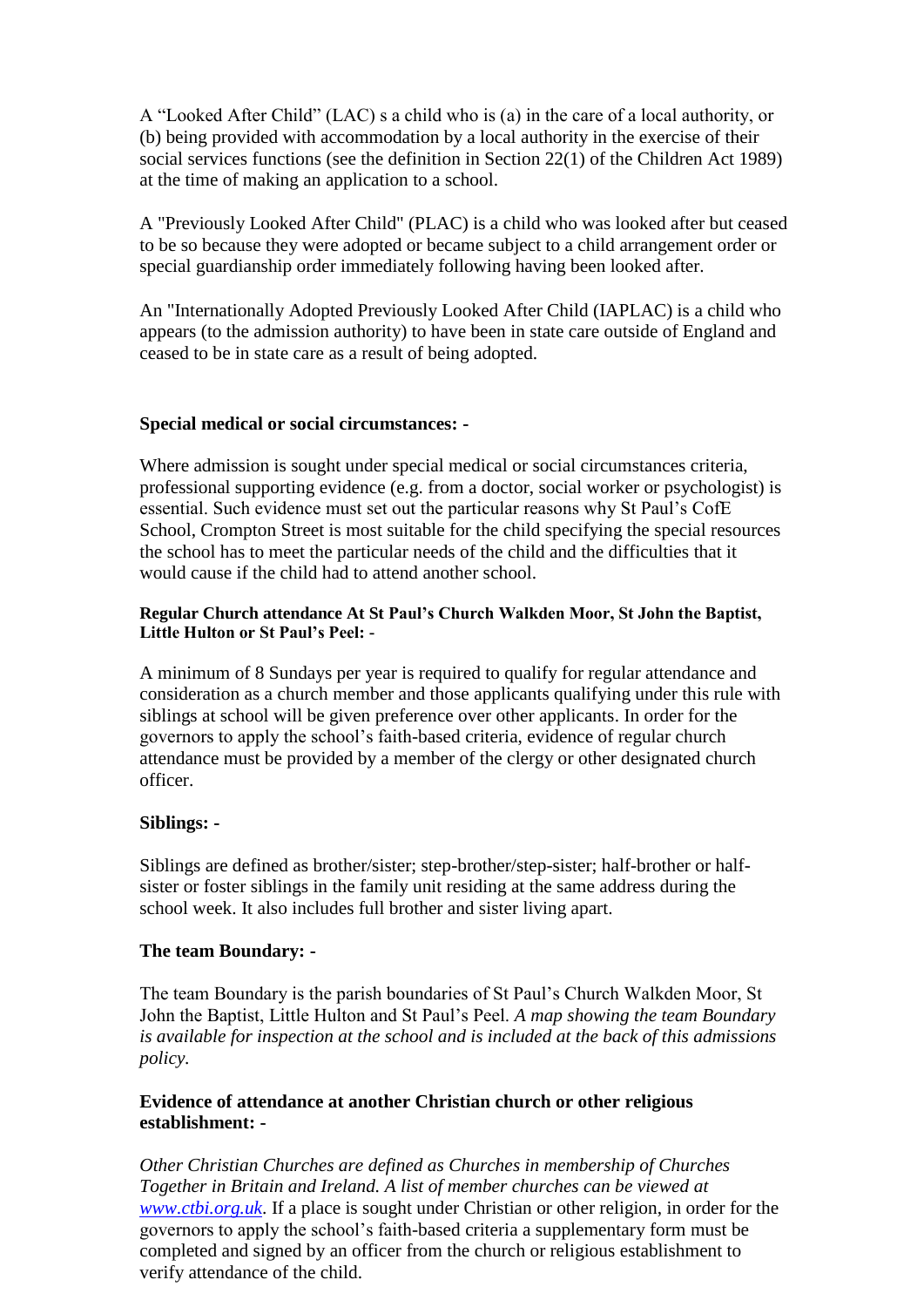A “Looked After Child” (LAC) s a child who is (a) in the care of a local authority, or (b) being provided with accommodation by a local authority in the exercise of their social services functions (see the definition in Section 22(1) of the Children Act 1989) at the time of making an application to a school.

A "Previously Looked After Child" (PLAC) is a child who was looked after but ceased to be so because they were adopted or became subject to a child arrangement order or special guardianship order immediately following having been looked after.

An "Internationally Adopted Previously Looked After Child (IAPLAC) is a child who appears (to the admission authority) to have been in state care outside of England and ceased to be in state care as a result of being adopted.

**Special medical or social circumstances: -**

Where admission is sought under special medical or social circumstances criteria, professional supporting evidence (e.g. from a doctor, social worker or psychologist) is essential. Such evidence must set out the particular reasons why St Paul’s CofE School, Crompton Street is most suitable for the child specifying the special resources the school has to meet the particular needs of the child and the difficulties that it would cause if the child had to attend another school.

**Regular Church attendance At St Paul’s Church Walkden Moor, St John the Baptist, Little Hulton or St Paul’s Peel: -**

A minimum of 8 Sundays per year is required to qualify for regular attendance and consideration as a church member and those applicants qualifying under this rule with siblings at school will be given preference over other applicants. In order for the governors to apply the school’s faith-based criteria, evidence of regular church attendance must be provided by a member of the clergy or other designated church officer.

**Siblings: -**

Siblings are defined as brother/sister; step-brother/step-sister; half-brother or half-sister or foster siblings in the family unit residing at the same address during the school week. It also includes full brother and sister living apart.

**The team Boundary: -**

The team Boundary is the parish boundaries of St Paul’s Church Walkden Moor, St John the Baptist, Little Hulton and St Paul’s Peel. *A map showing the team Boundary is available for inspection at the school and is included at the back of this admissions policy.*

**Evidence of attendance at another Christian church or other religious establishment: -**

*Other Christian Churches are defined as Churches in membership of Churches Together in Britain and Ireland. A list of member churches can be viewed at [www.ctbi.org.uk](http://www.ctbi.org.uk).* If a place is sought under Christian or other religion, in order for the governors to apply the school’s faith-based criteria a supplementary form must be completed and signed by an officer from the church or religious establishment to verify attendance of the child.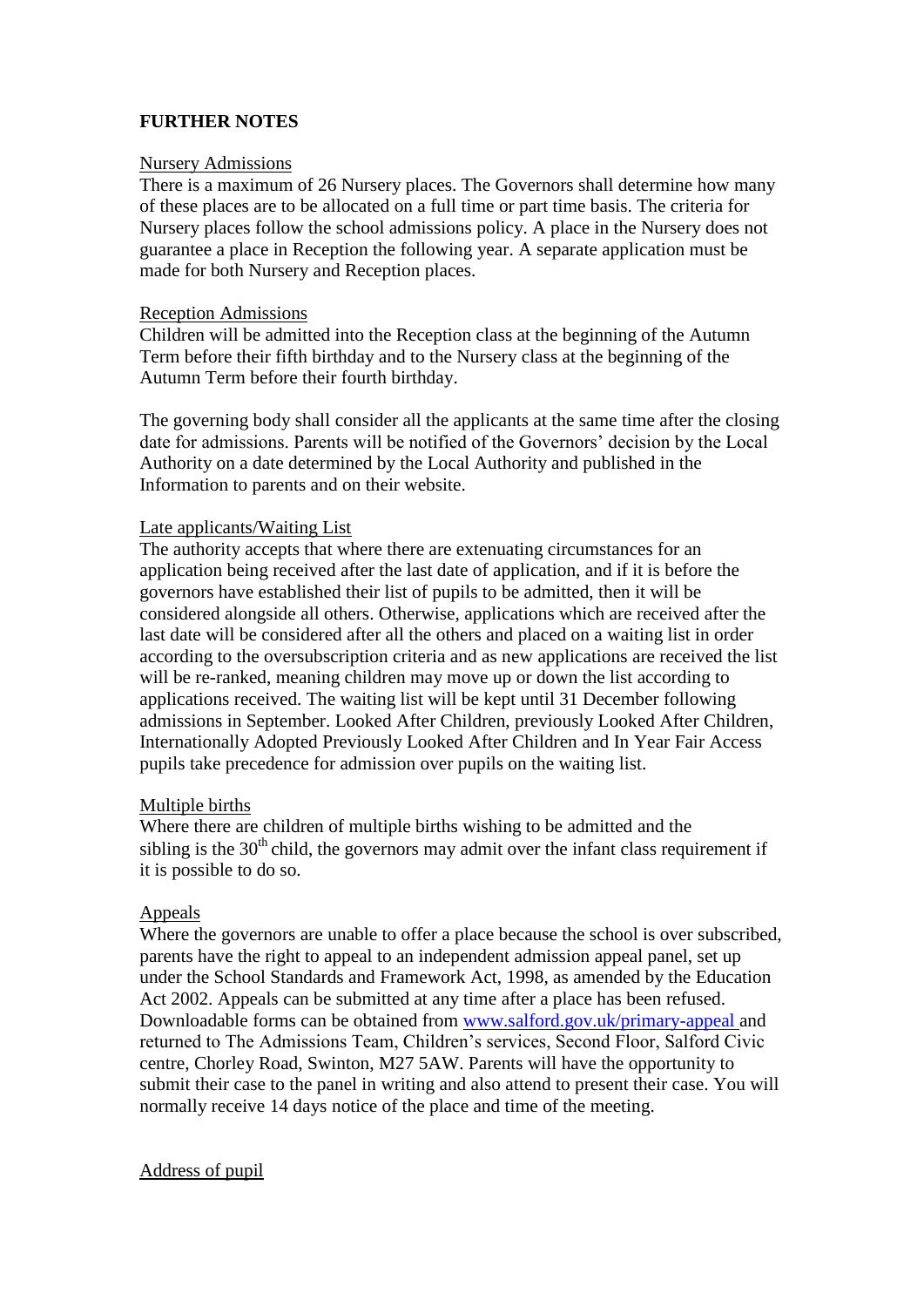**FURTHER NOTES**

Nursery Admissions

There is a maximum of 26 Nursery places. The Governors shall determine how many of these places are to be allocated on a full time or part time basis. The criteria for Nursery places follow the school admissions policy. A place in the Nursery does not guarantee a place in Reception the following year. A separate application must be made for both Nursery and Reception places.

Reception Admissions

Children will be admitted into the Reception class at the beginning of the Autumn Term before their fifth birthday and to the Nursery class at the beginning of the Autumn Term before their fourth birthday.

The governing body shall consider all the applicants at the same time after the closing date for admissions. Parents will be notified of the Governors' decision by the Local Authority on a date determined by the Local Authority and published in the Information to parents and on their website.

Late applicants/Waiting List

The authority accepts that where there are extenuating circumstances for an application being received after the last date of application, and if it is before the governors have established their list of pupils to be admitted, then it will be considered alongside all others. Otherwise, applications which are received after the last date will be considered after all the others and placed on a waiting list in order according to the oversubscription criteria and as new applications are received the list will be re-ranked, meaning children may move up or down the list according to applications received. The waiting list will be kept until 31 December following admissions in September. Looked After Children, previously Looked After Children, Internationally Adopted Previously Looked After Children and In Year Fair Access pupils take precedence for admission over pupils on the waiting list.

Multiple births

Where there are children of multiple births wishing to be admitted and the sibling is the 30th child, the governors may admit over the infant class requirement if it is possible to do so.

Appeals

Where the governors are unable to offer a place because the school is over subscribed, parents have the right to appeal to an independent admission appeal panel, set up under the School Standards and Framework Act, 1998, as amended by the Education Act 2002. Appeals can be submitted at any time after a place has been refused. Downloadable forms can be obtained from www.salford.gov.uk/primary-appeal and returned to The Admissions Team, Children's services, Second Floor, Salford Civic centre, Chorley Road, Swinton, M27 5AW. Parents will have the opportunity to submit their case to the panel in writing and also attend to present their case. You will normally receive 14 days notice of the place and time of the meeting.

Address of pupil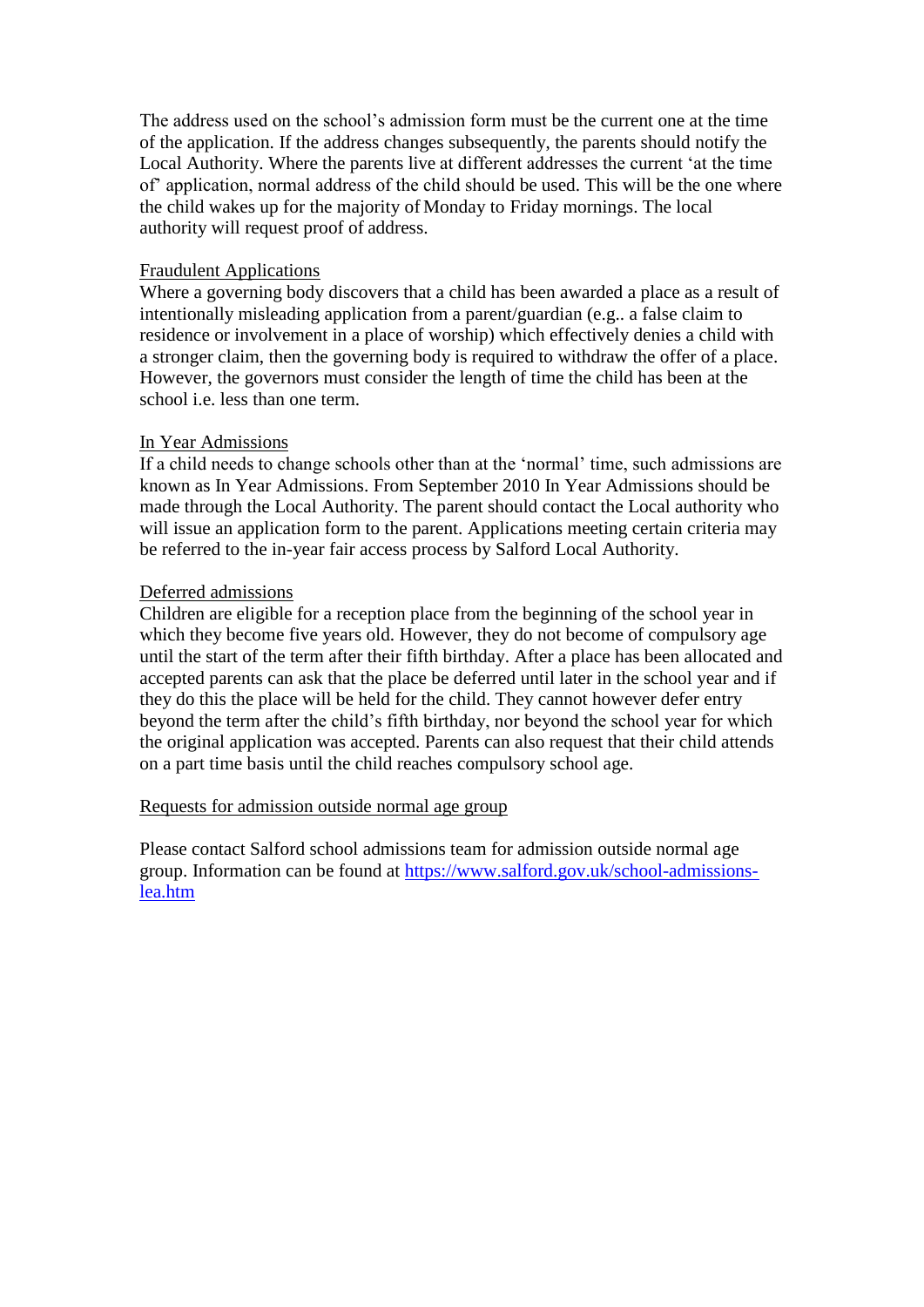The address used on the school's admission form must be the current one at the time of the application. If the address changes subsequently, the parents should notify the Local Authority. Where the parents live at different addresses the current 'at the time of' application, normal address of the child should be used. This will be the one where the child wakes up for the majority of Monday to Friday mornings. The local authority will request proof of address.

## Fraudulent Applications

Where a governing body discovers that a child has been awarded a place as a result of intentionally misleading application from a parent/guardian (e.g.. a false claim to residence or involvement in a place of worship) which effectively denies a child with a stronger claim, then the governing body is required to withdraw the offer of a place. However, the governors must consider the length of time the child has been at the school i.e. less than one term.

## In Year Admissions

If a child needs to change schools other than at the 'normal' time, such admissions are known as In Year Admissions. From September 2010 In Year Admissions should be made through the Local Authority. The parent should contact the Local authority who will issue an application form to the parent. Applications meeting certain criteria may be referred to the in-year fair access process by Salford Local Authority.

## Deferred admissions

Children are eligible for a reception place from the beginning of the school year in which they become five years old. However, they do not become of compulsory age until the start of the term after their fifth birthday. After a place has been allocated and accepted parents can ask that the place be deferred until later in the school year and if they do this the place will be held for the child. They cannot however defer entry beyond the term after the child's fifth birthday, nor beyond the school year for which the original application was accepted. Parents can also request that their child attends on a part time basis until the child reaches compulsory school age.

## Requests for admission outside normal age group

Please contact Salford school admissions team for admission outside normal age group. Information can be found at [https://www.salford.gov.uk/school-admissions-lea.htm](https://www.salford.gov.uk/school-admissions-lea.htm)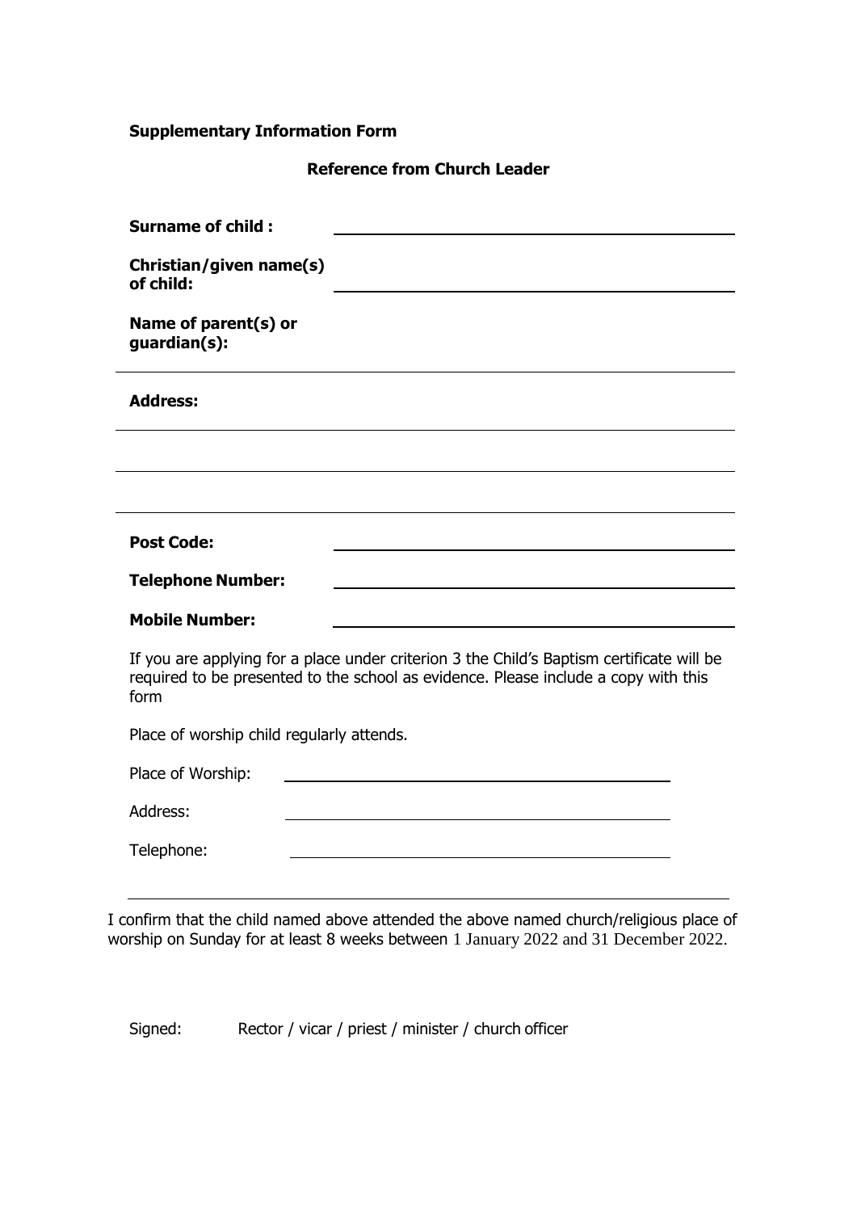**Supplementary Information Form**

**Reference from Church Leader**

**Surname of child :** \_\_\_\_\_\_\_\_\_\_\_\_\_\_\_\_\_\_\_\_\_\_\_\_\_\_\_\_\_\_\_\_\_\_\_\_\_\_\_\_

**Christian/given name(s) of child:** \_\_\_\_\_\_\_\_\_\_\_\_\_\_\_\_\_\_\_\_\_\_\_\_\_\_\_\_\_\_\_\_\_\_\_\_\_\_\_\_

**Name of parent(s) or guardian(s):**

\_\_\_\_\_\_\_\_\_\_\_\_\_\_\_\_\_\_\_\_\_\_\_\_\_\_\_\_\_\_\_\_\_\_\_\_\_\_\_\_\_\_\_\_\_\_\_\_\_\_\_\_\_\_\_\_\_\_\_\_\_\_\_\_

**Address:**

\_\_\_\_\_\_\_\_\_\_\_\_\_\_\_\_\_\_\_\_\_\_\_\_\_\_\_\_\_\_\_\_\_\_\_\_\_\_\_\_\_\_\_\_\_\_\_\_\_\_\_\_\_\_\_\_\_\_\_\_\_\_\_\_

\_\_\_\_\_\_\_\_\_\_\_\_\_\_\_\_\_\_\_\_\_\_\_\_\_\_\_\_\_\_\_\_\_\_\_\_\_\_\_\_\_\_\_\_\_\_\_\_\_\_\_\_\_\_\_\_\_\_\_\_\_\_\_\_

\_\_\_\_\_\_\_\_\_\_\_\_\_\_\_\_\_\_\_\_\_\_\_\_\_\_\_\_\_\_\_\_\_\_\_\_\_\_\_\_\_\_\_\_\_\_\_\_\_\_\_\_\_\_\_\_\_\_\_\_\_\_\_\_

**Post Code:** \_\_\_\_\_\_\_\_\_\_\_\_\_\_\_\_\_\_\_\_\_\_\_\_\_\_\_\_\_\_\_\_\_\_\_\_\_\_\_\_

**Telephone Number:** \_\_\_\_\_\_\_\_\_\_\_\_\_\_\_\_\_\_\_\_\_\_\_\_\_\_\_\_\_\_\_\_\_\_\_\_\_\_\_\_

**Mobile Number:** \_\_\_\_\_\_\_\_\_\_\_\_\_\_\_\_\_\_\_\_\_\_\_\_\_\_\_\_\_\_\_\_\_\_\_\_\_\_\_\_

If you are applying for a place under criterion 3 the Child's Baptism certificate will be required to be presented to the school as evidence. Please include a copy with this form

Place of worship child regularly attends.

Place of Worship: \_\_\_\_\_\_\_\_\_\_\_\_\_\_\_\_\_\_\_\_\_\_\_\_\_\_\_\_\_\_\_\_\_\_\_\_\_\_\_\_

Address: \_\_\_\_\_\_\_\_\_\_\_\_\_\_\_\_\_\_\_\_\_\_\_\_\_\_\_\_\_\_\_\_\_\_\_\_\_\_\_\_

Telephone: \_\_\_\_\_\_\_\_\_\_\_\_\_\_\_\_\_\_\_\_\_\_\_\_\_\_\_\_\_\_\_\_\_\_\_\_\_\_\_\_

\_\_\_\_\_\_\_\_\_\_\_\_\_\_\_\_\_\_\_\_\_\_\_\_\_\_\_\_\_\_\_\_\_\_\_\_\_\_\_\_\_\_\_\_\_\_\_\_\_\_\_\_\_\_\_\_\_\_\_\_\_\_\_\_

I confirm that the child named above attended the above named church/religious place of worship on Sunday for at least 8 weeks between 1 January 2022 and 31 December 2022.

Signed: Rector / vicar / priest / minister / church officer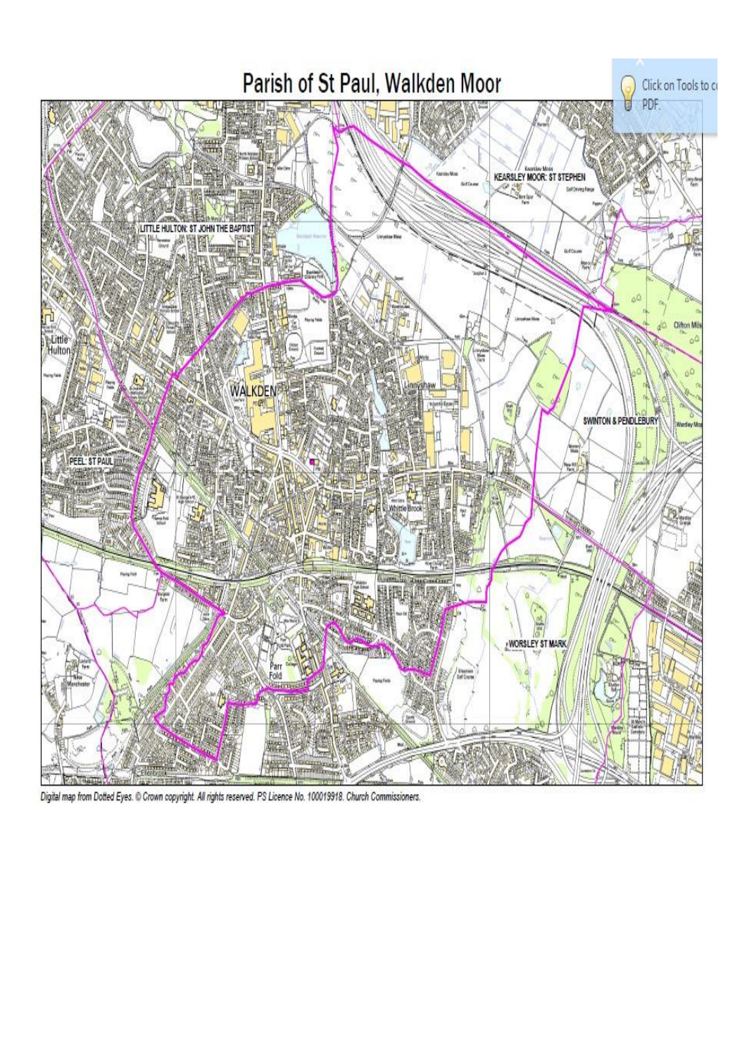# Parish of St Paul, Walkden Moor

*Digital map from Dotted Eyes. © Crown copyright. All rights reserved. PS Licence No. 100019918. Church Commissioners.*